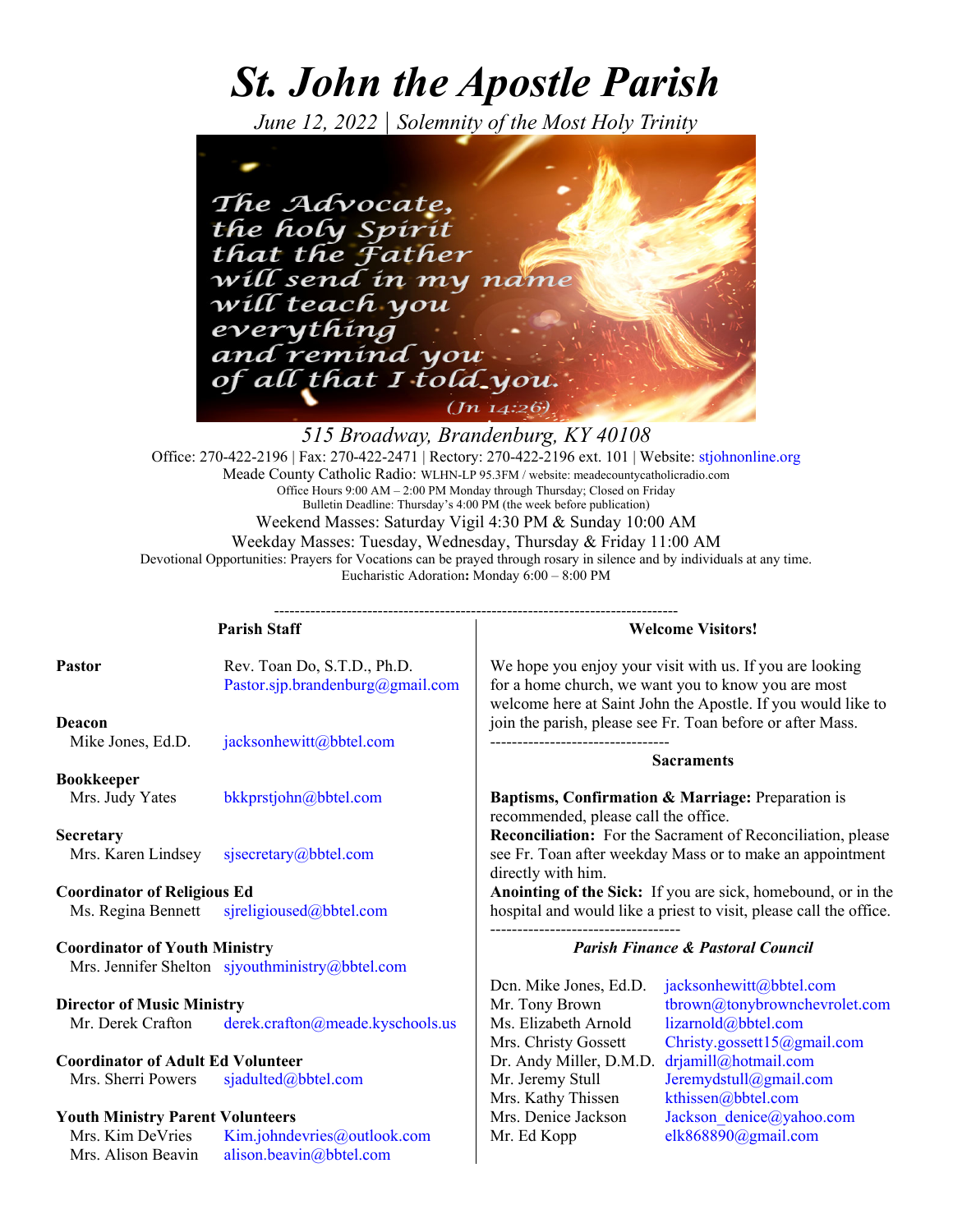# St. John the Apostle Parish

*June 12, 2022 | Solemnity of the Most Holy Trinity*

The Advocate, the holy Spirit that the Father will send in my name will teach you everything and remind you of all that I told you. (Jn 14:26)

*515 Broadway, Brandenburg, KY 40108*

Office: 270-422-2196 | Fax: 270-422-2471 | Rectory: 270-422-2196 ext. 101 | Website: stjohnonline.org

Meade County Catholic Radio: WLHN-LP 95.3FM / website: meadecountycatholicradio.com

Office Hours 9:00 AM – 2:00 PM Monday through Thursday; Closed on Friday

Bulletin Deadline: Thursday's 4:00 PM (the week before publication)

Weekend Masses: Saturday Vigil 4:30 PM & Sunday 10:00 AM

Weekday Masses: Tuesday, Wednesday, Thursday & Friday 11:00 AM

Devotional Opportunities: Prayers for Vocations can be prayed through rosary in silence and by individuals at any time.

Eucharistic Adoration**:** Monday 6:00 – 8:00 PM

---

## Parish Staff

**Pastor**
Rev. Toan Do, S.T.D., Ph.D. — Pastor.sjp.brandenburg@gmail.com

**Deacon**
Mike Jones, Ed.D. — jacksonhewitt@bbtel.com

**Bookkeeper**
Mrs. Judy Yates — bkkprstjohn@bbtel.com

**Secretary**
Mrs. Karen Lindsey — sjsecretary@bbtel.com

**Coordinator of Religious Ed**
Ms. Regina Bennett — sjreligioused@bbtel.com

**Coordinator of Youth Ministry**
Mrs. Jennifer Shelton — sjyouthministry@bbtel.com

**Director of Music Ministry**
Mr. Derek Crafton — derek.crafton@meade.kyschools.us

**Coordinator of Adult Ed Volunteer**
Mrs. Sherri Powers — sjadulted@bbtel.com

**Youth Ministry Parent Volunteers**
Mrs. Kim DeVries — Kim.johndevries@outlook.com
Mrs. Alison Beavin — alison.beavin@bbtel.com

## Welcome Visitors!

We hope you enjoy your visit with us. If you are looking for a home church, we want you to know you are most welcome here at Saint John the Apostle. If you would like to join the parish, please see Fr. Toan before or after Mass.

## Sacraments

**Baptisms, Confirmation & Marriage:** Preparation is recommended, please call the office.

**Reconciliation:** For the Sacrament of Reconciliation, please see Fr. Toan after weekday Mass or to make an appointment directly with him.

**Anointing of the Sick:** If you are sick, homebound, or in the hospital and would like a priest to visit, please call the office.

## *Parish Finance & Pastoral Council*

| Name | Email |
|---|---|
| Dcn. Mike Jones, Ed.D. | jacksonhewitt@bbtel.com |
| Mr. Tony Brown | tbrown@tonybrownchevrolet.com |
| Ms. Elizabeth Arnold | lizarnold@bbtel.com |
| Mrs. Christy Gossett | Christy.gossett15@gmail.com |
| Dr. Andy Miller, D.M.D. | drjamill@hotmail.com |
| Mr. Jeremy Stull | Jeremydstull@gmail.com |
| Mrs. Kathy Thissen | kthissen@bbtel.com |
| Mrs. Denice Jackson | Jackson_denice@yahoo.com |
| Mr. Ed Kopp | elk868890@gmail.com |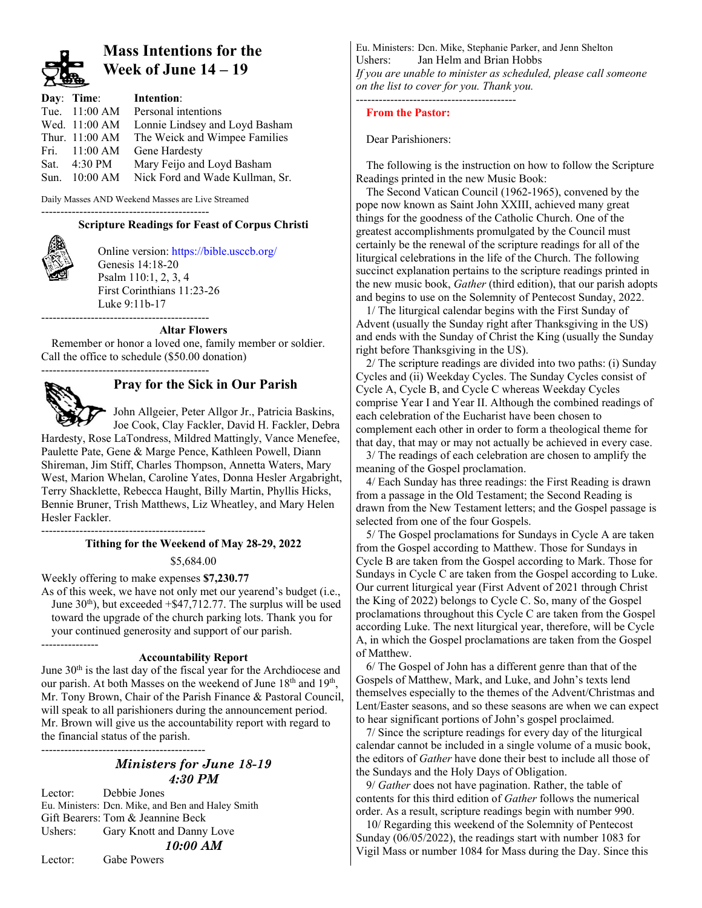## Mass Intentions for the Week of June 14 – 19

| Day: | Time: | Intention: |
|---|---|---|
| Tue. | 11:00 AM | Personal intentions |
| Wed. | 11:00 AM | Lonnie Lindsey and Loyd Basham |
| Thur. | 11:00 AM | The Weick and Wimpee Families |
| Fri. | 11:00 AM | Gene Hardesty |
| Sat. | 4:30 PM | Mary Feijo and Loyd Basham |
| Sun. | 10:00 AM | Nick Ford and Wade Kullman, Sr. |

Daily Masses AND Weekend Masses are Live Streamed

---

### Scripture Readings for Feast of Corpus Christi

Online version: https://bible.usccb.org/
Genesis 14:18-20
Psalm 110:1, 2, 3, 4
First Corinthians 11:23-26
Luke 9:11b-17

---

### Altar Flowers

Remember or honor a loved one, family member or soldier. Call the office to schedule ($50.00 donation)

---

## Pray for the Sick in Our Parish

John Allgeier, Peter Allgor Jr., Patricia Baskins, Joe Cook, Clay Fackler, David H. Fackler, Debra Hardesty, Rose LaTondress, Mildred Mattingly, Vance Menefee, Paulette Pate, Gene & Marge Pence, Kathleen Powell, Diann Shireman, Jim Stiff, Charles Thompson, Annetta Waters, Mary West, Marion Whelan, Caroline Yates, Donna Hesler Argabright, Terry Shacklette, Rebecca Haught, Billy Martin, Phyllis Hicks, Bennie Bruner, Trish Matthews, Liz Wheatley, and Mary Helen Hesler Fackler.

---

### Tithing for the Weekend of May 28-29, 2022

$5,684.00

Weekly offering to make expenses **$7,230.77**

As of this week, we have not only met our yearend's budget (i.e., June 30th), but exceeded +$47,712.77. The surplus will be used toward the upgrade of the church parking lots. Thank you for your continued generosity and support of our parish.

---

### Accountability Report

June 30th is the last day of the fiscal year for the Archdiocese and our parish. At both Masses on the weekend of June 18th and 19th, Mr. Tony Brown, Chair of the Parish Finance & Pastoral Council, will speak to all parishioners during the announcement period. Mr. Brown will give us the accountability report with regard to the financial status of the parish.

---

### *Ministers for June 18-19*

#### *4:30 PM*

Lector: Debbie Jones
Eu. Ministers: Dcn. Mike, and Ben and Haley Smith
Gift Bearers: Tom & Jeannine Beck
Ushers: Gary Knott and Danny Love

#### *10:00 AM*

Lector: Gabe Powers
Eu. Ministers: Dcn. Mike, Stephanie Parker, and Jenn Shelton
Ushers: Jan Helm and Brian Hobbs

*If you are unable to minister as scheduled, please call someone on the list to cover for you. Thank you.*

---

### From the Pastor:

Dear Parishioners:

The following is the instruction on how to follow the Scripture Readings printed in the new Music Book:

The Second Vatican Council (1962-1965), convened by the pope now known as Saint John XXIII, achieved many great things for the goodness of the Catholic Church. One of the greatest accomplishments promulgated by the Council must certainly be the renewal of the scripture readings for all of the liturgical celebrations in the life of the Church. The following succinct explanation pertains to the scripture readings printed in the new music book, *Gather* (third edition), that our parish adopts and begins to use on the Solemnity of Pentecost Sunday, 2022.

1/ The liturgical calendar begins with the First Sunday of Advent (usually the Sunday right after Thanksgiving in the US) and ends with the Sunday of Christ the King (usually the Sunday right before Thanksgiving in the US).

2/ The scripture readings are divided into two paths: (i) Sunday Cycles and (ii) Weekday Cycles. The Sunday Cycles consist of Cycle A, Cycle B, and Cycle C whereas Weekday Cycles comprise Year I and Year II. Although the combined readings of each celebration of the Eucharist have been chosen to complement each other in order to form a theological theme for that day, that may or may not actually be achieved in every case.

3/ The readings of each celebration are chosen to amplify the meaning of the Gospel proclamation.

4/ Each Sunday has three readings: the First Reading is drawn from a passage in the Old Testament; the Second Reading is drawn from the New Testament letters; and the Gospel passage is selected from one of the four Gospels.

5/ The Gospel proclamations for Sundays in Cycle A are taken from the Gospel according to Matthew. Those for Sundays in Cycle B are taken from the Gospel according to Mark. Those for Sundays in Cycle C are taken from the Gospel according to Luke. Our current liturgical year (First Advent of 2021 through Christ the King of 2022) belongs to Cycle C. So, many of the Gospel proclamations throughout this Cycle C are taken from the Gospel according Luke. The next liturgical year, therefore, will be Cycle A, in which the Gospel proclamations are taken from the Gospel of Matthew.

6/ The Gospel of John has a different genre than that of the Gospels of Matthew, Mark, and Luke, and John's texts lend themselves especially to the themes of the Advent/Christmas and Lent/Easter seasons, and so these seasons are when we can expect to hear significant portions of John's gospel proclaimed.

7/ Since the scripture readings for every day of the liturgical calendar cannot be included in a single volume of a music book, the editors of *Gather* have done their best to include all those of the Sundays and the Holy Days of Obligation.

9/ *Gather* does not have pagination. Rather, the table of contents for this third edition of *Gather* follows the numerical order. As a result, scripture readings begin with number 990.

10/ Regarding this weekend of the Solemnity of Pentecost Sunday (06/05/2022), the readings start with number 1083 for Vigil Mass or number 1084 for Mass during the Day. Since this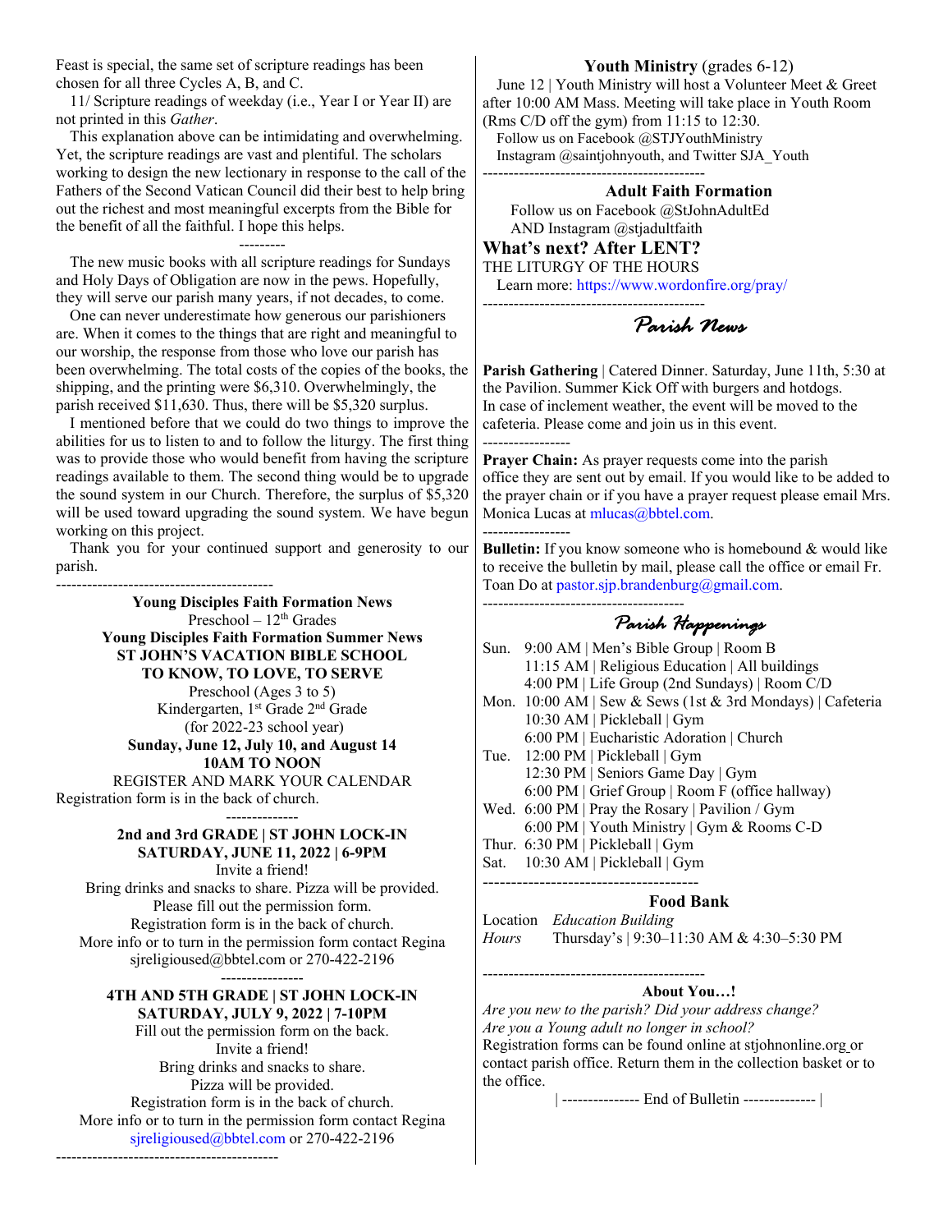Feast is special, the same set of scripture readings has been chosen for all three Cycles A, B, and C.

11/ Scripture readings of weekday (i.e., Year I or Year II) are not printed in this *Gather*.

This explanation above can be intimidating and overwhelming. Yet, the scripture readings are vast and plentiful. The scholars working to design the new lectionary in response to the call of the Fathers of the Second Vatican Council did their best to help bring out the richest and most meaningful excerpts from the Bible for the benefit of all the faithful. I hope this helps.

---------

The new music books with all scripture readings for Sundays and Holy Days of Obligation are now in the pews. Hopefully, they will serve our parish many years, if not decades, to come.

One can never underestimate how generous our parishioners are. When it comes to the things that are right and meaningful to our worship, the response from those who love our parish has been overwhelming. The total costs of the copies of the books, the shipping, and the printing were $6,310. Overwhelmingly, the parish received $11,630. Thus, there will be $5,320 surplus.

I mentioned before that we could do two things to improve the abilities for us to listen to and to follow the liturgy. The first thing was to provide those who would benefit from having the scripture readings available to them. The second thing would be to upgrade the sound system in our Church. Therefore, the surplus of $5,320 will be used toward upgrading the sound system. We have begun working on this project.

Thank you for your continued support and generosity to our parish.

-------------------------------------------

**Young Disciples Faith Formation News**

Preschool – 12th Grades

**Young Disciples Faith Formation Summer News**

**ST JOHN'S VACATION BIBLE SCHOOL**

**TO KNOW, TO LOVE, TO SERVE**

Preschool (Ages 3 to 5)

Kindergarten, 1st Grade 2nd Grade

(for 2022-23 school year)

**Sunday, June 12, July 10, and August 14**

**10AM TO NOON**

REGISTER AND MARK YOUR CALENDAR

Registration form is in the back of church.

-------------

**2nd and 3rd GRADE | ST JOHN LOCK-IN**

**SATURDAY, JUNE 11, 2022 | 6-9PM**

Invite a friend!

Bring drinks and snacks to share. Pizza will be provided.

Please fill out the permission form.

Registration form is in the back of church.

More info or to turn in the permission form contact Regina sjreligioused@bbtel.com or 270-422-2196

----------------

**4TH AND 5TH GRADE | ST JOHN LOCK-IN**

**SATURDAY, JULY 9, 2022 | 7-10PM**

Fill out the permission form on the back.

Invite a friend!

Bring drinks and snacks to share.

Pizza will be provided.

Registration form is in the back of church.

More info or to turn in the permission form contact Regina sjreligioused@bbtel.com or 270-422-2196

-------------------------------------------

**Youth Ministry** (grades 6-12)

June 12 | Youth Ministry will host a Volunteer Meet & Greet after 10:00 AM Mass. Meeting will take place in Youth Room (Rms C/D off the gym) from 11:15 to 12:30.

Follow us on Facebook @STJYouthMinistry

Instagram @saintjohnyouth, and Twitter SJA_Youth

-------------------------------------------

**Adult Faith Formation**

Follow us on Facebook @StJohnAdultEd

AND Instagram @stjadultfaith

**What's next? After LENT?**

THE LITURGY OF THE HOURS

Learn more: https://www.wordonfire.org/pray/

-------------------------------------------

## *Parish News*

**Parish Gathering** | Catered Dinner. Saturday, June 11th, 5:30 at the Pavilion. Summer Kick Off with burgers and hotdogs. In case of inclement weather, the event will be moved to the cafeteria. Please come and join us in this event.

-----------------

**Prayer Chain:** As prayer requests come into the parish office they are sent out by email. If you would like to be added to the prayer chain or if you have a prayer request please email Mrs. Monica Lucas at mlucas@bbtel.com.

-----------------

**Bulletin:** If you know someone who is homebound & would like to receive the bulletin by mail, please call the office or email Fr. Toan Do at pastor.sjp.brandenburg@gmail.com.

---------------------------------------

## *Parish Happenings*

Sun. 9:00 AM | Men's Bible Group | Room B
11:15 AM | Religious Education | All buildings
4:00 PM | Life Group (2nd Sundays) | Room C/D

Mon. 10:00 AM | Sew & Sews (1st & 3rd Mondays) | Cafeteria
10:30 AM | Pickleball | Gym
6:00 PM | Eucharistic Adoration | Church

Tue. 12:00 PM | Pickleball | Gym
12:30 PM | Seniors Game Day | Gym
6:00 PM | Grief Group | Room F (office hallway)

Wed. 6:00 PM | Pray the Rosary | Pavilion / Gym
6:00 PM | Youth Ministry | Gym & Rooms C-D

Thur. 6:30 PM | Pickleball | Gym

Sat. 10:30 AM | Pickleball | Gym

---------------------------------------

**Food Bank**

Location *Education Building*

*Hours* Thursday's | 9:30–11:30 AM & 4:30–5:30 PM

-------------------------------------------

**About You…!**

*Are you new to the parish? Did your address change?*

*Are you a Young adult no longer in school?*

Registration forms can be found online at stjohnonline.org or contact parish office. Return them in the collection basket or to the office.

| --------------- End of Bulletin -------------- |